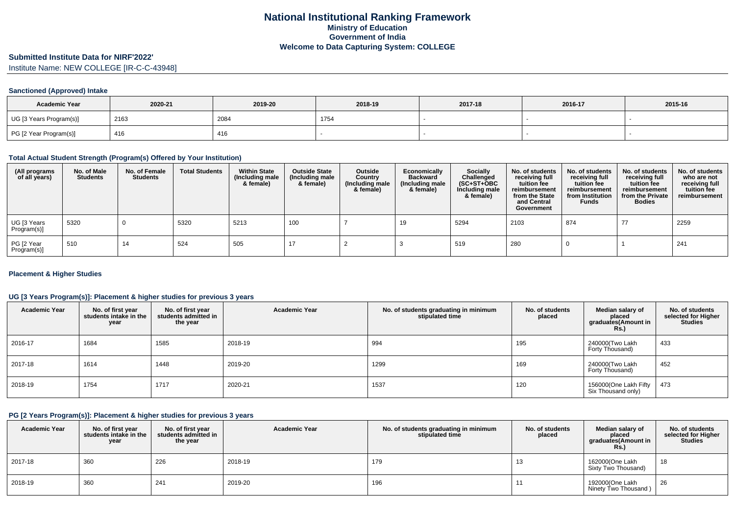# National Institutional Ranking Framework
## Ministry of Education
## Government of India
## Welcome to Data Capturing System: COLLEGE

## Submitted Institute Data for NIRF'2022'

Institute Name: NEW COLLEGE [IR-C-C-43948]

### Sanctioned (Approved) Intake

| Academic Year | 2020-21 | 2019-20 | 2018-19 | 2017-18 | 2016-17 | 2015-16 |
|---|---|---|---|---|---|---|
| UG [3 Years Program(s)] | 2163 | 2084 | 1754 | - | - | - |
| PG [2 Year Program(s)] | 416 | 416 | - | - | - | - |

### Total Actual Student Strength (Program(s) Offered by Your Institution)

| (All programs of all years) | No. of Male Students | No. of Female Students | Total Students | Within State (Including male & female) | Outside State (Including male & female) | Outside Country (Including male & female) | Economically Backward (Including male & female) | Socially Challenged (SC+ST+OBC Including male & female) | No. of students receiving full tuition fee reimbursement from the State and Central Government | No. of students receiving full tuition fee reimbursement from Institution Funds | No. of students receiving full tuition fee reimbursement from the Private Bodies | No. of students who are not receiving full tuition fee reimbursement |
|---|---|---|---|---|---|---|---|---|---|---|---|---|
| UG [3 Years Program(s)] | 5320 | 0 | 5320 | 5213 | 100 | 7 | 19 | 5294 | 2103 | 874 | 77 | 2259 |
| PG [2 Year Program(s)] | 510 | 14 | 524 | 505 | 17 | 2 | 3 | 519 | 280 | 0 | 1 | 241 |

### Placement & Higher Studies

### UG [3 Years Program(s)]: Placement & higher studies for previous 3 years

| Academic Year | No. of first year students intake in the year | No. of first year students admitted in the year | Academic Year | No. of students graduating in minimum stipulated time | No. of students placed | Median salary of placed graduates(Amount in Rs.) | No. of students selected for Higher Studies |
|---|---|---|---|---|---|---|---|
| 2016-17 | 1684 | 1585 | 2018-19 | 994 | 195 | 240000(Two Lakh Forty Thousand) | 433 |
| 2017-18 | 1614 | 1448 | 2019-20 | 1299 | 169 | 240000(Two Lakh Forty Thousand) | 452 |
| 2018-19 | 1754 | 1717 | 2020-21 | 1537 | 120 | 156000(One Lakh Fifty Six Thousand only) | 473 |

### PG [2 Years Program(s)]: Placement & higher studies for previous 3 years

| Academic Year | No. of first year students intake in the year | No. of first year students admitted in the year | Academic Year | No. of students graduating in minimum stipulated time | No. of students placed | Median salary of placed graduates(Amount in Rs.) | No. of students selected for Higher Studies |
|---|---|---|---|---|---|---|---|
| 2017-18 | 360 | 226 | 2018-19 | 179 | 13 | 162000(One Lakh Sixty Two Thousand) | 18 |
| 2018-19 | 360 | 241 | 2019-20 | 196 | 11 | 192000(One Lakh Ninety Two Thousand ) | 26 |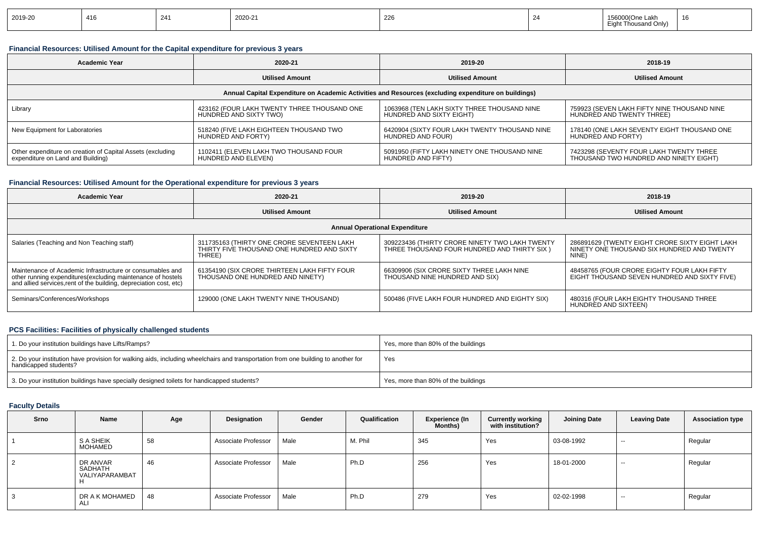| | | | | | | | |
|---|---|---|---|---|---|---|---|
| 2019-20 | 416 | 241 | 2020-21 | 226 | 24 | 156000(One Lakh Eight Thousand Only) | 16 |

### Financial Resources: Utilised Amount for the Capital expenditure for previous 3 years

| Academic Year | 2020-21 | 2019-20 | 2018-19 |
|---|---|---|---|
| | Utilised Amount | Utilised Amount | Utilised Amount |
| Annual Capital Expenditure on Academic Activities and Resources (excluding expenditure on buildings) | | | |
| Library | 423162 (FOUR LAKH TWENTY THREE THOUSAND ONE HUNDRED AND SIXTY TWO) | 1063968 (TEN LAKH SIXTY THREE THOUSAND NINE HUNDRED AND SIXTY EIGHT) | 759923 (SEVEN LAKH FIFTY NINE THOUSAND NINE HUNDRED AND TWENTY THREE) |
| New Equipment for Laboratories | 518240 (FIVE LAKH EIGHTEEN THOUSAND TWO HUNDRED AND FORTY) | 6420904 (SIXTY FOUR LAKH TWENTY THOUSAND NINE HUNDRED AND FOUR) | 178140 (ONE LAKH SEVENTY EIGHT THOUSAND ONE HUNDRED AND FORTY) |
| Other expenditure on creation of Capital Assets (excluding expenditure on Land and Building) | 1102411 (ELEVEN LAKH TWO THOUSAND FOUR HUNDRED AND ELEVEN) | 5091950 (FIFTY LAKH NINETY ONE THOUSAND NINE HUNDRED AND FIFTY) | 7423298 (SEVENTY FOUR LAKH TWENTY THREE THOUSAND TWO HUNDRED AND NINETY EIGHT) |

### Financial Resources: Utilised Amount for the Operational expenditure for previous 3 years

| Academic Year | 2020-21 | 2019-20 | 2018-19 |
|---|---|---|---|
| | Utilised Amount | Utilised Amount | Utilised Amount |
| Annual Operational Expenditure | | | |
| Salaries (Teaching and Non Teaching staff) | 311735163 (THIRTY ONE CRORE SEVENTEEN LAKH THIRTY FIVE THOUSAND ONE HUNDRED AND SIXTY THREE) | 309223436 (THIRTY CRORE NINETY TWO LAKH TWENTY THREE THOUSAND FOUR HUNDRED AND THIRTY SIX ) | 286891629 (TWENTY EIGHT CRORE SIXTY EIGHT LAKH NINETY ONE THOUSAND SIX HUNDRED AND TWENTY NINE) |
| Maintenance of Academic Infrastructure or consumables and other running expenditures(excluding maintenance of hostels and allied services,rent of the building, depreciation cost, etc) | 61354190 (SIX CRORE THIRTEEN LAKH FIFTY FOUR THOUSAND ONE HUNDRED AND NINETY) | 66309906 (SIX CRORE SIXTY THREE LAKH NINE THOUSAND NINE HUNDRED AND SIX) | 48458765 (FOUR CRORE EIGHTY FOUR LAKH FIFTY EIGHT THOUSAND SEVEN HUNDRED AND SIXTY FIVE) |
| Seminars/Conferences/Workshops | 129000 (ONE LAKH TWENTY NINE THOUSAND) | 500486 (FIVE LAKH FOUR HUNDRED AND EIGHTY SIX) | 480316 (FOUR LAKH EIGHTY THOUSAND THREE HUNDRED AND SIXTEEN) |

### PCS Facilities: Facilities of physically challenged students

| | |
|---|---|
| 1. Do your institution buildings have Lifts/Ramps? | Yes, more than 80% of the buildings |
| 2. Do your institution have provision for walking aids, including wheelchairs and transportation from one building to another for handicapped students? | Yes |
| 3. Do your institution buildings have specially designed toilets for handicapped students? | Yes, more than 80% of the buildings |

### Faculty Details

| Srno | Name | Age | Designation | Gender | Qualification | Experience (In Months) | Currently working with institution? | Joining Date | Leaving Date | Association type |
|---|---|---|---|---|---|---|---|---|---|---|
| 1 | S A SHEIK MOHAMED | 58 | Associate Professor | Male | M. Phil | 345 | Yes | 03-08-1992 | -- | Regular |
| 2 | DR ANVAR SADHATH VALIYAPARAMBATH | 46 | Associate Professor | Male | Ph.D | 256 | Yes | 18-01-2000 | -- | Regular |
| 3 | DR A K MOHAMED ALI | 48 | Associate Professor | Male | Ph.D | 279 | Yes | 02-02-1998 | -- | Regular |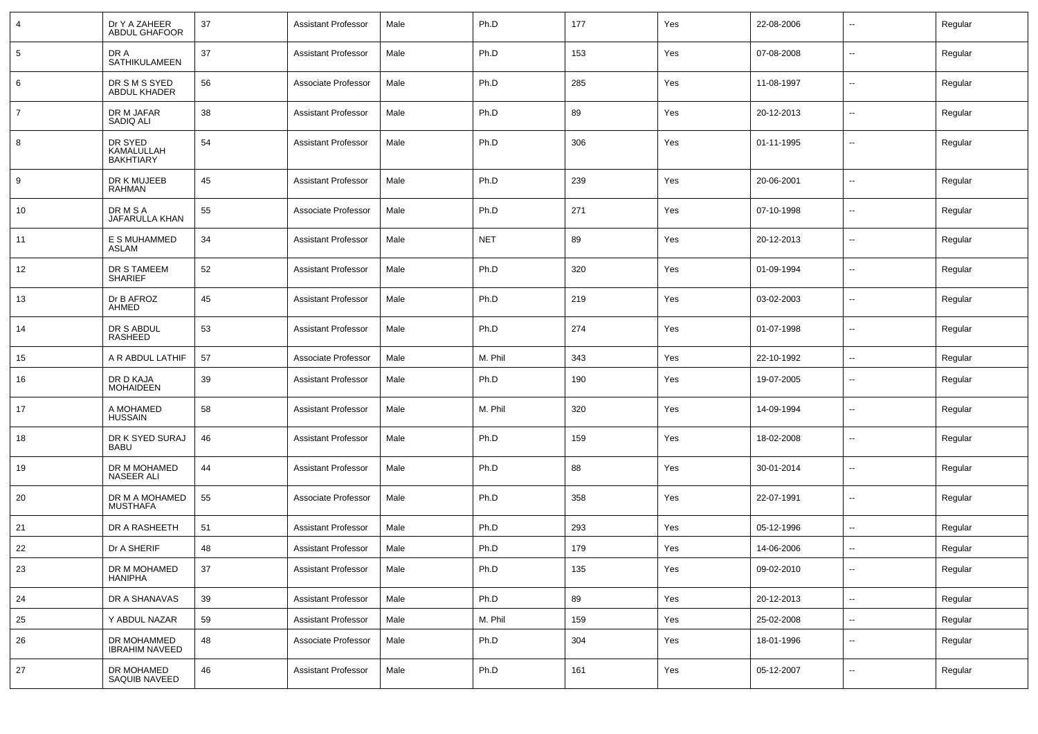| | | | | | | | | | | |
|---|---|---|---|---|---|---|---|---|---|---|
| 4 | Dr Y A ZAHEER ABDUL GHAFOOR | 37 | Assistant Professor | Male | Ph.D | 177 | Yes | 22-08-2006 | -- | Regular |
| 5 | DR A SATHIKULAMEEN | 37 | Assistant Professor | Male | Ph.D | 153 | Yes | 07-08-2008 | -- | Regular |
| 6 | DR S M S SYED ABDUL KHADER | 56 | Associate Professor | Male | Ph.D | 285 | Yes | 11-08-1997 | -- | Regular |
| 7 | DR M JAFAR SADIQ ALI | 38 | Assistant Professor | Male | Ph.D | 89 | Yes | 20-12-2013 | -- | Regular |
| 8 | DR SYED KAMALULLAH BAKHTIARY | 54 | Assistant Professor | Male | Ph.D | 306 | Yes | 01-11-1995 | -- | Regular |
| 9 | DR K MUJEEB RAHMAN | 45 | Assistant Professor | Male | Ph.D | 239 | Yes | 20-06-2001 | -- | Regular |
| 10 | DR M S A JAFARULLA KHAN | 55 | Associate Professor | Male | Ph.D | 271 | Yes | 07-10-1998 | -- | Regular |
| 11 | E S MUHAMMED ASLAM | 34 | Assistant Professor | Male | NET | 89 | Yes | 20-12-2013 | -- | Regular |
| 12 | DR S TAMEEM SHARIEF | 52 | Assistant Professor | Male | Ph.D | 320 | Yes | 01-09-1994 | -- | Regular |
| 13 | Dr B AFROZ AHMED | 45 | Assistant Professor | Male | Ph.D | 219 | Yes | 03-02-2003 | -- | Regular |
| 14 | DR S ABDUL RASHEED | 53 | Assistant Professor | Male | Ph.D | 274 | Yes | 01-07-1998 | -- | Regular |
| 15 | A R ABDUL LATHIF | 57 | Associate Professor | Male | M. Phil | 343 | Yes | 22-10-1992 | -- | Regular |
| 16 | DR D KAJA MOHAIDEEN | 39 | Assistant Professor | Male | Ph.D | 190 | Yes | 19-07-2005 | -- | Regular |
| 17 | A MOHAMED HUSSAIN | 58 | Assistant Professor | Male | M. Phil | 320 | Yes | 14-09-1994 | -- | Regular |
| 18 | DR K SYED SURAJ BABU | 46 | Assistant Professor | Male | Ph.D | 159 | Yes | 18-02-2008 | -- | Regular |
| 19 | DR M MOHAMED NASEER ALI | 44 | Assistant Professor | Male | Ph.D | 88 | Yes | 30-01-2014 | -- | Regular |
| 20 | DR M A MOHAMED MUSTHAFA | 55 | Associate Professor | Male | Ph.D | 358 | Yes | 22-07-1991 | -- | Regular |
| 21 | DR A RASHEETH | 51 | Assistant Professor | Male | Ph.D | 293 | Yes | 05-12-1996 | -- | Regular |
| 22 | Dr A SHERIF | 48 | Assistant Professor | Male | Ph.D | 179 | Yes | 14-06-2006 | -- | Regular |
| 23 | DR M MOHAMED HANIPHA | 37 | Assistant Professor | Male | Ph.D | 135 | Yes | 09-02-2010 | -- | Regular |
| 24 | DR A SHANAVAS | 39 | Assistant Professor | Male | Ph.D | 89 | Yes | 20-12-2013 | -- | Regular |
| 25 | Y ABDUL NAZAR | 59 | Assistant Professor | Male | M. Phil | 159 | Yes | 25-02-2008 | -- | Regular |
| 26 | DR MOHAMMED IBRAHIM NAVEED | 48 | Associate Professor | Male | Ph.D | 304 | Yes | 18-01-1996 | -- | Regular |
| 27 | DR MOHAMED SAQUIB NAVEED | 46 | Assistant Professor | Male | Ph.D | 161 | Yes | 05-12-2007 | -- | Regular |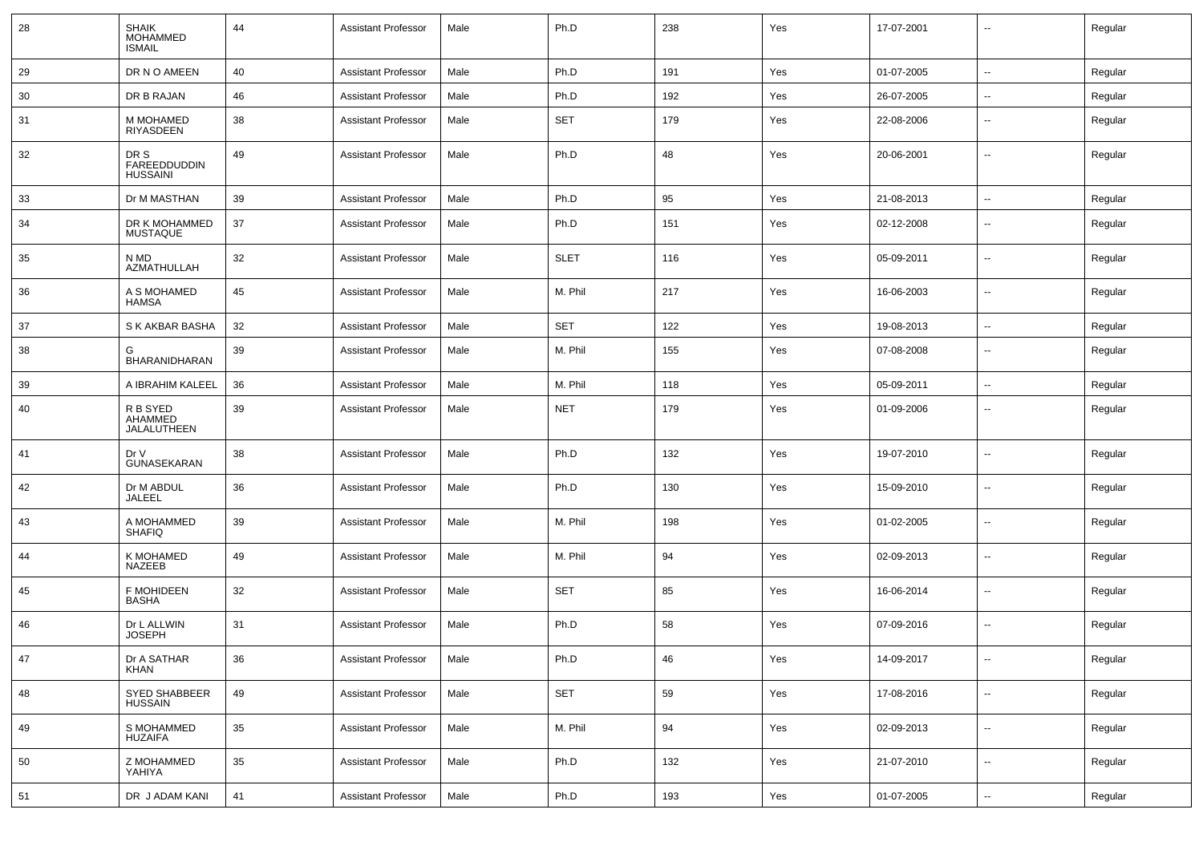| | | | | | | | | | | |
|---|---|---|---|---|---|---|---|---|---|---|
| 28 | SHAIK MOHAMMED ISMAIL | 44 | Assistant Professor | Male | Ph.D | 238 | Yes | 17-07-2001 | -- | Regular |
| 29 | DR N O AMEEN | 40 | Assistant Professor | Male | Ph.D | 191 | Yes | 01-07-2005 | -- | Regular |
| 30 | DR B RAJAN | 46 | Assistant Professor | Male | Ph.D | 192 | Yes | 26-07-2005 | -- | Regular |
| 31 | M MOHAMED RIYASDEEN | 38 | Assistant Professor | Male | SET | 179 | Yes | 22-08-2006 | -- | Regular |
| 32 | DR S FAREEDDUDDIN HUSSAINI | 49 | Assistant Professor | Male | Ph.D | 48 | Yes | 20-06-2001 | -- | Regular |
| 33 | Dr M MASTHAN | 39 | Assistant Professor | Male | Ph.D | 95 | Yes | 21-08-2013 | -- | Regular |
| 34 | DR K MOHAMMED MUSTAQUE | 37 | Assistant Professor | Male | Ph.D | 151 | Yes | 02-12-2008 | -- | Regular |
| 35 | N MD AZMATHULLAH | 32 | Assistant Professor | Male | SLET | 116 | Yes | 05-09-2011 | -- | Regular |
| 36 | A S MOHAMED HAMSA | 45 | Assistant Professor | Male | M. Phil | 217 | Yes | 16-06-2003 | -- | Regular |
| 37 | S K AKBAR BASHA | 32 | Assistant Professor | Male | SET | 122 | Yes | 19-08-2013 | -- | Regular |
| 38 | G BHARANIDHARAN | 39 | Assistant Professor | Male | M. Phil | 155 | Yes | 07-08-2008 | -- | Regular |
| 39 | A IBRAHIM KALEEL | 36 | Assistant Professor | Male | M. Phil | 118 | Yes | 05-09-2011 | -- | Regular |
| 40 | R B SYED AHAMMED JALALUTHEEN | 39 | Assistant Professor | Male | NET | 179 | Yes | 01-09-2006 | -- | Regular |
| 41 | Dr V GUNASEKARAN | 38 | Assistant Professor | Male | Ph.D | 132 | Yes | 19-07-2010 | -- | Regular |
| 42 | Dr M ABDUL JALEEL | 36 | Assistant Professor | Male | Ph.D | 130 | Yes | 15-09-2010 | -- | Regular |
| 43 | A MOHAMMED SHAFIQ | 39 | Assistant Professor | Male | M. Phil | 198 | Yes | 01-02-2005 | -- | Regular |
| 44 | K MOHAMED NAZEEB | 49 | Assistant Professor | Male | M. Phil | 94 | Yes | 02-09-2013 | -- | Regular |
| 45 | F MOHIDEEN BASHA | 32 | Assistant Professor | Male | SET | 85 | Yes | 16-06-2014 | -- | Regular |
| 46 | Dr L ALLWIN JOSEPH | 31 | Assistant Professor | Male | Ph.D | 58 | Yes | 07-09-2016 | -- | Regular |
| 47 | Dr A SATHAR KHAN | 36 | Assistant Professor | Male | Ph.D | 46 | Yes | 14-09-2017 | -- | Regular |
| 48 | SYED SHABBEER HUSSAIN | 49 | Assistant Professor | Male | SET | 59 | Yes | 17-08-2016 | -- | Regular |
| 49 | S MOHAMMED HUZAIFA | 35 | Assistant Professor | Male | M. Phil | 94 | Yes | 02-09-2013 | -- | Regular |
| 50 | Z MOHAMMED YAHIYA | 35 | Assistant Professor | Male | Ph.D | 132 | Yes | 21-07-2010 | -- | Regular |
| 51 | DR J ADAM KANI | 41 | Assistant Professor | Male | Ph.D | 193 | Yes | 01-07-2005 | -- | Regular |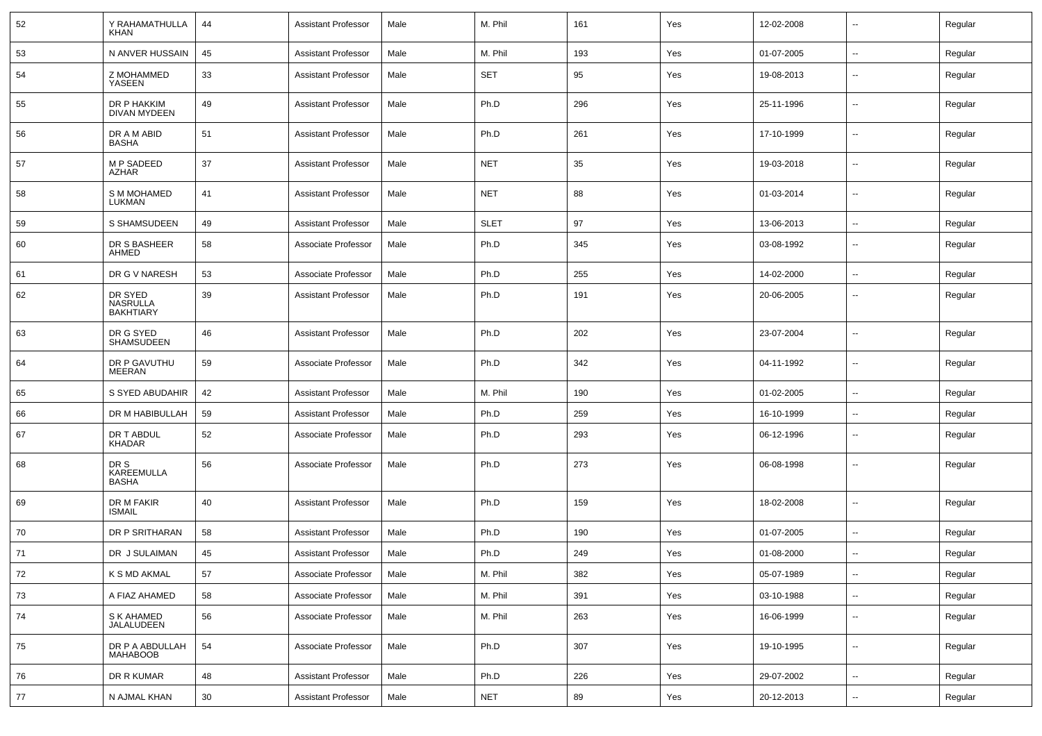| | | | | | | | | | | |
|---|---|---|---|---|---|---|---|---|---|---|
| 52 | Y RAHAMATHULLA KHAN | 44 | Assistant Professor | Male | M. Phil | 161 | Yes | 12-02-2008 | -- | Regular |
| 53 | N ANVER HUSSAIN | 45 | Assistant Professor | Male | M. Phil | 193 | Yes | 01-07-2005 | -- | Regular |
| 54 | Z MOHAMMED YASEEN | 33 | Assistant Professor | Male | SET | 95 | Yes | 19-08-2013 | -- | Regular |
| 55 | DR P HAKKIM DIVAN MYDEEN | 49 | Assistant Professor | Male | Ph.D | 296 | Yes | 25-11-1996 | -- | Regular |
| 56 | DR A M ABID BASHA | 51 | Assistant Professor | Male | Ph.D | 261 | Yes | 17-10-1999 | -- | Regular |
| 57 | M P SADEED AZHAR | 37 | Assistant Professor | Male | NET | 35 | Yes | 19-03-2018 | -- | Regular |
| 58 | S M MOHAMED LUKMAN | 41 | Assistant Professor | Male | NET | 88 | Yes | 01-03-2014 | -- | Regular |
| 59 | S SHAMSUDEEN | 49 | Assistant Professor | Male | SLET | 97 | Yes | 13-06-2013 | -- | Regular |
| 60 | DR S BASHEER AHMED | 58 | Associate Professor | Male | Ph.D | 345 | Yes | 03-08-1992 | -- | Regular |
| 61 | DR G V NARESH | 53 | Associate Professor | Male | Ph.D | 255 | Yes | 14-02-2000 | -- | Regular |
| 62 | DR SYED NASRULLA BAKHTIARY | 39 | Assistant Professor | Male | Ph.D | 191 | Yes | 20-06-2005 | -- | Regular |
| 63 | DR G SYED SHAMSUDEEN | 46 | Assistant Professor | Male | Ph.D | 202 | Yes | 23-07-2004 | -- | Regular |
| 64 | DR P GAVUTHU MEERAN | 59 | Associate Professor | Male | Ph.D | 342 | Yes | 04-11-1992 | -- | Regular |
| 65 | S SYED ABUDAHIR | 42 | Assistant Professor | Male | M. Phil | 190 | Yes | 01-02-2005 | -- | Regular |
| 66 | DR M HABIBULLAH | 59 | Assistant Professor | Male | Ph.D | 259 | Yes | 16-10-1999 | -- | Regular |
| 67 | DR T ABDUL KHADAR | 52 | Associate Professor | Male | Ph.D | 293 | Yes | 06-12-1996 | -- | Regular |
| 68 | DR S KAREEMULLA BASHA | 56 | Associate Professor | Male | Ph.D | 273 | Yes | 06-08-1998 | -- | Regular |
| 69 | DR M FAKIR ISMAIL | 40 | Assistant Professor | Male | Ph.D | 159 | Yes | 18-02-2008 | -- | Regular |
| 70 | DR P SRITHARAN | 58 | Assistant Professor | Male | Ph.D | 190 | Yes | 01-07-2005 | -- | Regular |
| 71 | DR J SULAIMAN | 45 | Assistant Professor | Male | Ph.D | 249 | Yes | 01-08-2000 | -- | Regular |
| 72 | K S MD AKMAL | 57 | Associate Professor | Male | M. Phil | 382 | Yes | 05-07-1989 | -- | Regular |
| 73 | A FIAZ AHAMED | 58 | Associate Professor | Male | M. Phil | 391 | Yes | 03-10-1988 | -- | Regular |
| 74 | S K AHAMED JALALUDEEN | 56 | Associate Professor | Male | M. Phil | 263 | Yes | 16-06-1999 | -- | Regular |
| 75 | DR P A ABDULLAH MAHABOOB | 54 | Associate Professor | Male | Ph.D | 307 | Yes | 19-10-1995 | -- | Regular |
| 76 | DR R KUMAR | 48 | Assistant Professor | Male | Ph.D | 226 | Yes | 29-07-2002 | -- | Regular |
| 77 | N AJMAL KHAN | 30 | Assistant Professor | Male | NET | 89 | Yes | 20-12-2013 | -- | Regular |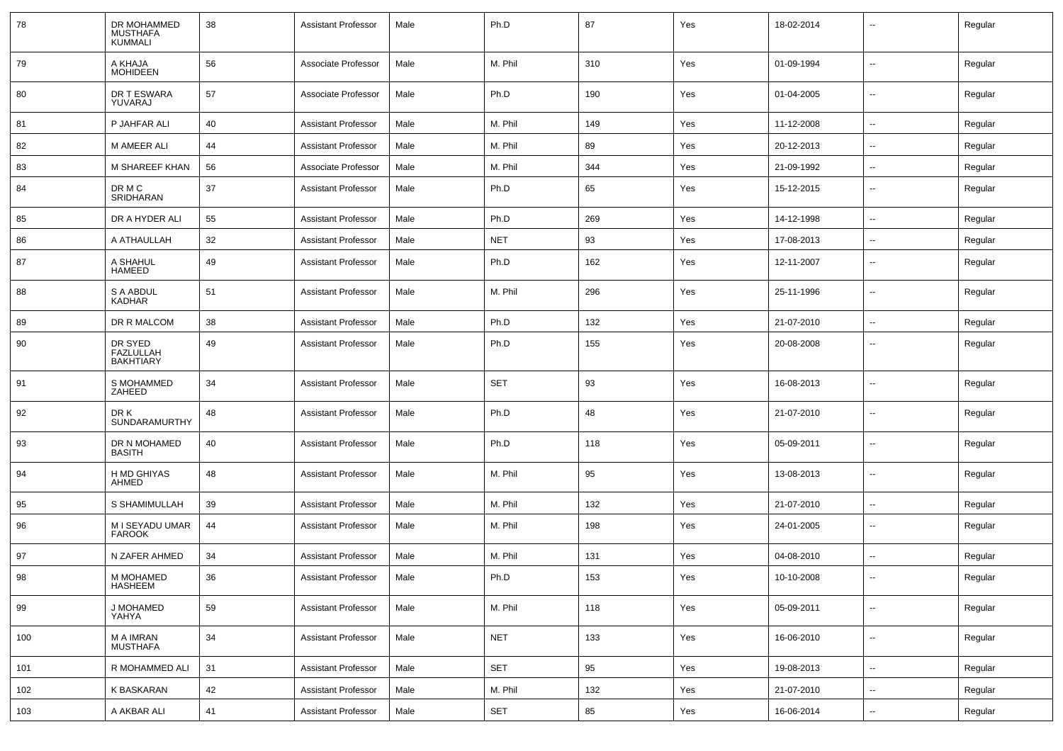| | | | | | | | | | | |
|---|---|---|---|---|---|---|---|---|---|---|
| 78 | DR MOHAMMED MUSTHAFA KUMMALI | 38 | Assistant Professor | Male | Ph.D | 87 | Yes | 18-02-2014 | -- | Regular |
| 79 | A KHAJA MOHIDEEN | 56 | Associate Professor | Male | M. Phil | 310 | Yes | 01-09-1994 | -- | Regular |
| 80 | DR T ESWARA YUVARAJ | 57 | Associate Professor | Male | Ph.D | 190 | Yes | 01-04-2005 | -- | Regular |
| 81 | P JAHFAR ALI | 40 | Assistant Professor | Male | M. Phil | 149 | Yes | 11-12-2008 | -- | Regular |
| 82 | M AMEER ALI | 44 | Assistant Professor | Male | M. Phil | 89 | Yes | 20-12-2013 | -- | Regular |
| 83 | M SHAREEF KHAN | 56 | Associate Professor | Male | M. Phil | 344 | Yes | 21-09-1992 | -- | Regular |
| 84 | DR M C SRIDHARAN | 37 | Assistant Professor | Male | Ph.D | 65 | Yes | 15-12-2015 | -- | Regular |
| 85 | DR A HYDER ALI | 55 | Assistant Professor | Male | Ph.D | 269 | Yes | 14-12-1998 | -- | Regular |
| 86 | A ATHAULLAH | 32 | Assistant Professor | Male | NET | 93 | Yes | 17-08-2013 | -- | Regular |
| 87 | A SHAHUL HAMEED | 49 | Assistant Professor | Male | Ph.D | 162 | Yes | 12-11-2007 | -- | Regular |
| 88 | S A ABDUL KADHAR | 51 | Assistant Professor | Male | M. Phil | 296 | Yes | 25-11-1996 | -- | Regular |
| 89 | DR R MALCOM | 38 | Assistant Professor | Male | Ph.D | 132 | Yes | 21-07-2010 | -- | Regular |
| 90 | DR SYED FAZLULLAH BAKHTIARY | 49 | Assistant Professor | Male | Ph.D | 155 | Yes | 20-08-2008 | -- | Regular |
| 91 | S MOHAMMED ZAHEED | 34 | Assistant Professor | Male | SET | 93 | Yes | 16-08-2013 | -- | Regular |
| 92 | DR K SUNDARAMURTHY | 48 | Assistant Professor | Male | Ph.D | 48 | Yes | 21-07-2010 | -- | Regular |
| 93 | DR N MOHAMED BASITH | 40 | Assistant Professor | Male | Ph.D | 118 | Yes | 05-09-2011 | -- | Regular |
| 94 | H MD GHIYAS AHMED | 48 | Assistant Professor | Male | M. Phil | 95 | Yes | 13-08-2013 | -- | Regular |
| 95 | S SHAMIMULLAH | 39 | Assistant Professor | Male | M. Phil | 132 | Yes | 21-07-2010 | -- | Regular |
| 96 | M I SEYADU UMAR FAROOK | 44 | Assistant Professor | Male | M. Phil | 198 | Yes | 24-01-2005 | -- | Regular |
| 97 | N ZAFER AHMED | 34 | Assistant Professor | Male | M. Phil | 131 | Yes | 04-08-2010 | -- | Regular |
| 98 | M MOHAMED HASHEEM | 36 | Assistant Professor | Male | Ph.D | 153 | Yes | 10-10-2008 | -- | Regular |
| 99 | J MOHAMED YAHYA | 59 | Assistant Professor | Male | M. Phil | 118 | Yes | 05-09-2011 | -- | Regular |
| 100 | M A IMRAN MUSTHAFA | 34 | Assistant Professor | Male | NET | 133 | Yes | 16-06-2010 | -- | Regular |
| 101 | R MOHAMMED ALI | 31 | Assistant Professor | Male | SET | 95 | Yes | 19-08-2013 | -- | Regular |
| 102 | K BASKARAN | 42 | Assistant Professor | Male | M. Phil | 132 | Yes | 21-07-2010 | -- | Regular |
| 103 | A AKBAR ALI | 41 | Assistant Professor | Male | SET | 85 | Yes | 16-06-2014 | -- | Regular |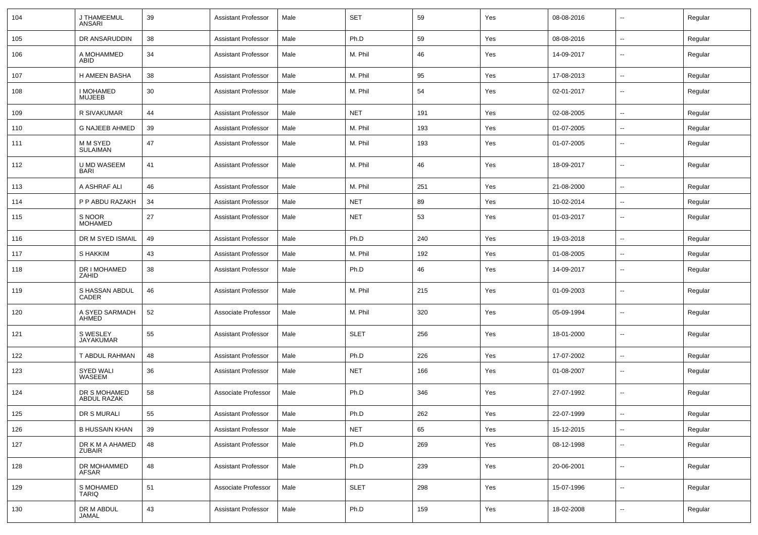| | | | | | | | | | | |
|---|---|---|---|---|---|---|---|---|---|---|
| 104 | J THAMEEMUL ANSARI | 39 | Assistant Professor | Male | SET | 59 | Yes | 08-08-2016 | -- | Regular |
| 105 | DR ANSARUDDIN | 38 | Assistant Professor | Male | Ph.D | 59 | Yes | 08-08-2016 | -- | Regular |
| 106 | A MOHAMMED ABID | 34 | Assistant Professor | Male | M. Phil | 46 | Yes | 14-09-2017 | -- | Regular |
| 107 | H AMEEN BASHA | 38 | Assistant Professor | Male | M. Phil | 95 | Yes | 17-08-2013 | -- | Regular |
| 108 | I MOHAMED MUJEEB | 30 | Assistant Professor | Male | M. Phil | 54 | Yes | 02-01-2017 | -- | Regular |
| 109 | R SIVAKUMAR | 44 | Assistant Professor | Male | NET | 191 | Yes | 02-08-2005 | -- | Regular |
| 110 | G NAJEEB AHMED | 39 | Assistant Professor | Male | M. Phil | 193 | Yes | 01-07-2005 | -- | Regular |
| 111 | M M SYED SULAIMAN | 47 | Assistant Professor | Male | M. Phil | 193 | Yes | 01-07-2005 | -- | Regular |
| 112 | U MD WASEEM BARI | 41 | Assistant Professor | Male | M. Phil | 46 | Yes | 18-09-2017 | -- | Regular |
| 113 | A ASHRAF ALI | 46 | Assistant Professor | Male | M. Phil | 251 | Yes | 21-08-2000 | -- | Regular |
| 114 | P P ABDU RAZAKH | 34 | Assistant Professor | Male | NET | 89 | Yes | 10-02-2014 | -- | Regular |
| 115 | S NOOR MOHAMED | 27 | Assistant Professor | Male | NET | 53 | Yes | 01-03-2017 | -- | Regular |
| 116 | DR M SYED ISMAIL | 49 | Assistant Professor | Male | Ph.D | 240 | Yes | 19-03-2018 | -- | Regular |
| 117 | S HAKKIM | 43 | Assistant Professor | Male | M. Phil | 192 | Yes | 01-08-2005 | -- | Regular |
| 118 | DR I MOHAMED ZAHID | 38 | Assistant Professor | Male | Ph.D | 46 | Yes | 14-09-2017 | -- | Regular |
| 119 | S HASSAN ABDUL CADER | 46 | Assistant Professor | Male | M. Phil | 215 | Yes | 01-09-2003 | -- | Regular |
| 120 | A SYED SARMADH AHMED | 52 | Associate Professor | Male | M. Phil | 320 | Yes | 05-09-1994 | -- | Regular |
| 121 | S WESLEY JAYAKUMAR | 55 | Assistant Professor | Male | SLET | 256 | Yes | 18-01-2000 | -- | Regular |
| 122 | T ABDUL RAHMAN | 48 | Assistant Professor | Male | Ph.D | 226 | Yes | 17-07-2002 | -- | Regular |
| 123 | SYED WALI WASEEM | 36 | Assistant Professor | Male | NET | 166 | Yes | 01-08-2007 | -- | Regular |
| 124 | DR S MOHAMED ABDUL RAZAK | 58 | Associate Professor | Male | Ph.D | 346 | Yes | 27-07-1992 | -- | Regular |
| 125 | DR S MURALI | 55 | Assistant Professor | Male | Ph.D | 262 | Yes | 22-07-1999 | -- | Regular |
| 126 | B HUSSAIN KHAN | 39 | Assistant Professor | Male | NET | 65 | Yes | 15-12-2015 | -- | Regular |
| 127 | DR K M A AHAMED ZUBAIR | 48 | Assistant Professor | Male | Ph.D | 269 | Yes | 08-12-1998 | -- | Regular |
| 128 | DR MOHAMMED AFSAR | 48 | Assistant Professor | Male | Ph.D | 239 | Yes | 20-06-2001 | -- | Regular |
| 129 | S MOHAMED TARIQ | 51 | Associate Professor | Male | SLET | 298 | Yes | 15-07-1996 | -- | Regular |
| 130 | DR M ABDUL JAMAL | 43 | Assistant Professor | Male | Ph.D | 159 | Yes | 18-02-2008 | -- | Regular |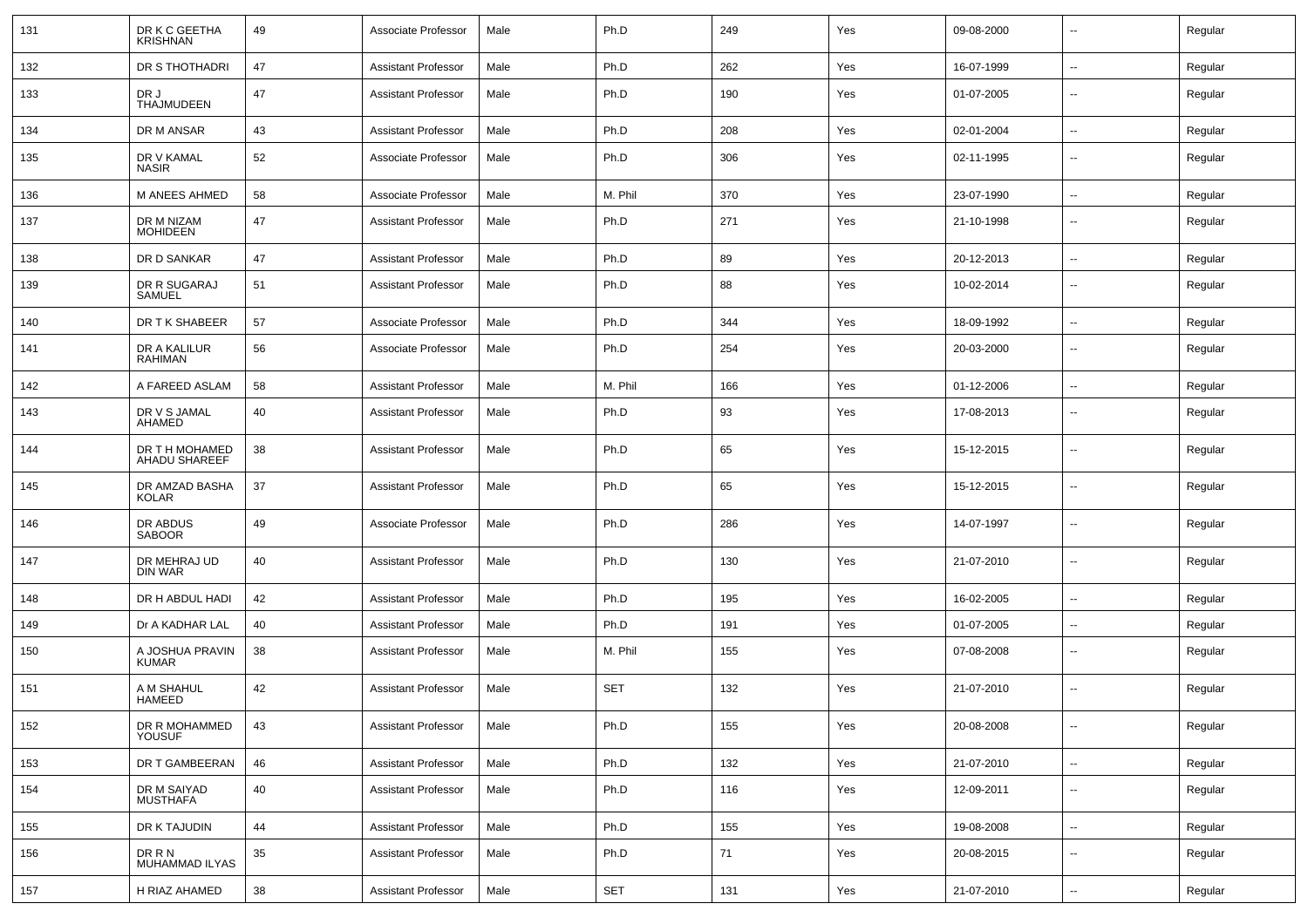| | | | | | | | | | | |
|---|---|---|---|---|---|---|---|---|---|---|
| 131 | DR K C GEETHA KRISHNAN | 49 | Associate Professor | Male | Ph.D | 249 | Yes | 09-08-2000 | -- | Regular |
| 132 | DR S THOTHADRI | 47 | Assistant Professor | Male | Ph.D | 262 | Yes | 16-07-1999 | -- | Regular |
| 133 | DR J THAJMUDEEN | 47 | Assistant Professor | Male | Ph.D | 190 | Yes | 01-07-2005 | -- | Regular |
| 134 | DR M ANSAR | 43 | Assistant Professor | Male | Ph.D | 208 | Yes | 02-01-2004 | -- | Regular |
| 135 | DR V KAMAL NASIR | 52 | Associate Professor | Male | Ph.D | 306 | Yes | 02-11-1995 | -- | Regular |
| 136 | M ANEES AHMED | 58 | Associate Professor | Male | M. Phil | 370 | Yes | 23-07-1990 | -- | Regular |
| 137 | DR M NIZAM MOHIDEEN | 47 | Assistant Professor | Male | Ph.D | 271 | Yes | 21-10-1998 | -- | Regular |
| 138 | DR D SANKAR | 47 | Assistant Professor | Male | Ph.D | 89 | Yes | 20-12-2013 | -- | Regular |
| 139 | DR R SUGARAJ SAMUEL | 51 | Assistant Professor | Male | Ph.D | 88 | Yes | 10-02-2014 | -- | Regular |
| 140 | DR T K SHABEER | 57 | Associate Professor | Male | Ph.D | 344 | Yes | 18-09-1992 | -- | Regular |
| 141 | DR A KALILUR RAHIMAN | 56 | Associate Professor | Male | Ph.D | 254 | Yes | 20-03-2000 | -- | Regular |
| 142 | A FAREED ASLAM | 58 | Assistant Professor | Male | M. Phil | 166 | Yes | 01-12-2006 | -- | Regular |
| 143 | DR V S JAMAL AHAMED | 40 | Assistant Professor | Male | Ph.D | 93 | Yes | 17-08-2013 | -- | Regular |
| 144 | DR T H MOHAMED AHADU SHAREEF | 38 | Assistant Professor | Male | Ph.D | 65 | Yes | 15-12-2015 | -- | Regular |
| 145 | DR AMZAD BASHA KOLAR | 37 | Assistant Professor | Male | Ph.D | 65 | Yes | 15-12-2015 | -- | Regular |
| 146 | DR ABDUS SABOOR | 49 | Associate Professor | Male | Ph.D | 286 | Yes | 14-07-1997 | -- | Regular |
| 147 | DR MEHRAJ UD DIN WAR | 40 | Assistant Professor | Male | Ph.D | 130 | Yes | 21-07-2010 | -- | Regular |
| 148 | DR H ABDUL HADI | 42 | Assistant Professor | Male | Ph.D | 195 | Yes | 16-02-2005 | -- | Regular |
| 149 | Dr A KADHAR LAL | 40 | Assistant Professor | Male | Ph.D | 191 | Yes | 01-07-2005 | -- | Regular |
| 150 | A JOSHUA PRAVIN KUMAR | 38 | Assistant Professor | Male | M. Phil | 155 | Yes | 07-08-2008 | -- | Regular |
| 151 | A M SHAHUL HAMEED | 42 | Assistant Professor | Male | SET | 132 | Yes | 21-07-2010 | -- | Regular |
| 152 | DR R MOHAMMED YOUSUF | 43 | Assistant Professor | Male | Ph.D | 155 | Yes | 20-08-2008 | -- | Regular |
| 153 | DR T GAMBEERAN | 46 | Assistant Professor | Male | Ph.D | 132 | Yes | 21-07-2010 | -- | Regular |
| 154 | DR M SAIYAD MUSTHAFA | 40 | Assistant Professor | Male | Ph.D | 116 | Yes | 12-09-2011 | -- | Regular |
| 155 | DR K TAJUDIN | 44 | Assistant Professor | Male | Ph.D | 155 | Yes | 19-08-2008 | -- | Regular |
| 156 | DR R N MUHAMMAD ILYAS | 35 | Assistant Professor | Male | Ph.D | 71 | Yes | 20-08-2015 | -- | Regular |
| 157 | H RIAZ AHAMED | 38 | Assistant Professor | Male | SET | 131 | Yes | 21-07-2010 | -- | Regular |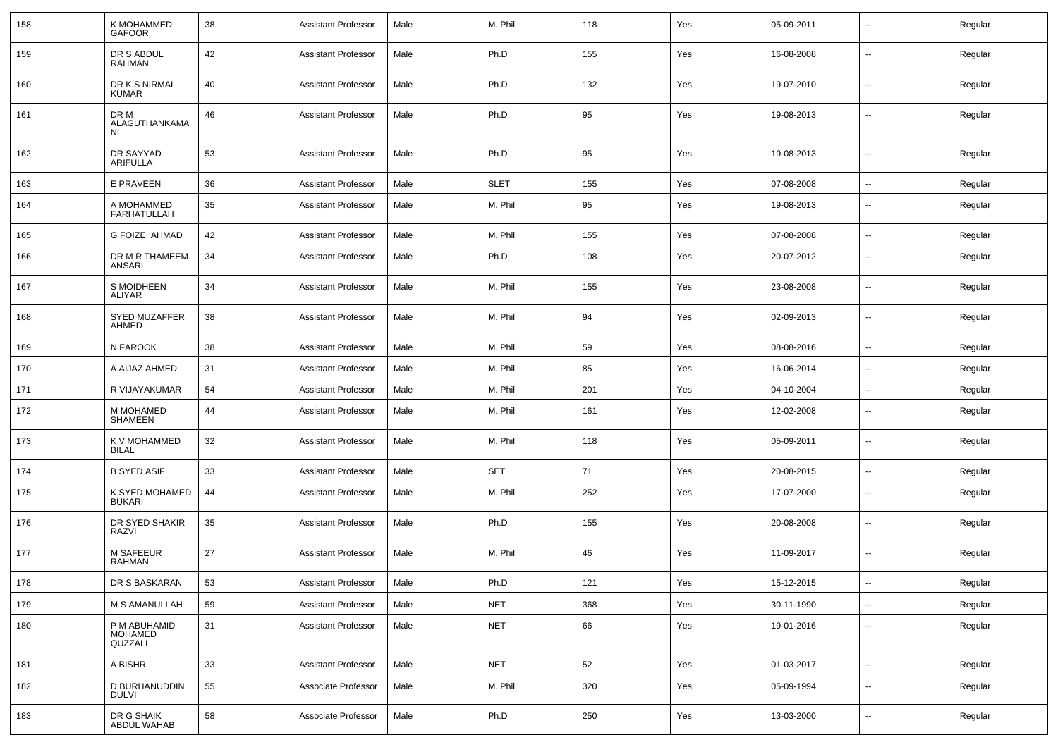| | | | | | | | | | | |
|---|---|---|---|---|---|---|---|---|---|---|
| 158 | K MOHAMMED GAFOOR | 38 | Assistant Professor | Male | M. Phil | 118 | Yes | 05-09-2011 | -- | Regular |
| 159 | DR S ABDUL RAHMAN | 42 | Assistant Professor | Male | Ph.D | 155 | Yes | 16-08-2008 | -- | Regular |
| 160 | DR K S NIRMAL KUMAR | 40 | Assistant Professor | Male | Ph.D | 132 | Yes | 19-07-2010 | -- | Regular |
| 161 | DR M ALAGUTHANKAMANI | 46 | Assistant Professor | Male | Ph.D | 95 | Yes | 19-08-2013 | -- | Regular |
| 162 | DR SAYYAD ARIFULLA | 53 | Assistant Professor | Male | Ph.D | 95 | Yes | 19-08-2013 | -- | Regular |
| 163 | E PRAVEEN | 36 | Assistant Professor | Male | SLET | 155 | Yes | 07-08-2008 | -- | Regular |
| 164 | A MOHAMMED FARHATULLAH | 35 | Assistant Professor | Male | M. Phil | 95 | Yes | 19-08-2013 | -- | Regular |
| 165 | G FOIZE AHMAD | 42 | Assistant Professor | Male | M. Phil | 155 | Yes | 07-08-2008 | -- | Regular |
| 166 | DR M R THAMEEM ANSARI | 34 | Assistant Professor | Male | Ph.D | 108 | Yes | 20-07-2012 | -- | Regular |
| 167 | S MOIDHEEN ALIYAR | 34 | Assistant Professor | Male | M. Phil | 155 | Yes | 23-08-2008 | -- | Regular |
| 168 | SYED MUZAFFER AHMED | 38 | Assistant Professor | Male | M. Phil | 94 | Yes | 02-09-2013 | -- | Regular |
| 169 | N FAROOK | 38 | Assistant Professor | Male | M. Phil | 59 | Yes | 08-08-2016 | -- | Regular |
| 170 | A AIJAZ AHMED | 31 | Assistant Professor | Male | M. Phil | 85 | Yes | 16-06-2014 | -- | Regular |
| 171 | R VIJAYAKUMAR | 54 | Assistant Professor | Male | M. Phil | 201 | Yes | 04-10-2004 | -- | Regular |
| 172 | M MOHAMED SHAMEEN | 44 | Assistant Professor | Male | M. Phil | 161 | Yes | 12-02-2008 | -- | Regular |
| 173 | K V MOHAMMED BILAL | 32 | Assistant Professor | Male | M. Phil | 118 | Yes | 05-09-2011 | -- | Regular |
| 174 | B SYED ASIF | 33 | Assistant Professor | Male | SET | 71 | Yes | 20-08-2015 | -- | Regular |
| 175 | K SYED MOHAMED BUKARI | 44 | Assistant Professor | Male | M. Phil | 252 | Yes | 17-07-2000 | -- | Regular |
| 176 | DR SYED SHAKIR RAZVI | 35 | Assistant Professor | Male | Ph.D | 155 | Yes | 20-08-2008 | -- | Regular |
| 177 | M SAFEEUR RAHMAN | 27 | Assistant Professor | Male | M. Phil | 46 | Yes | 11-09-2017 | -- | Regular |
| 178 | DR S BASKARAN | 53 | Assistant Professor | Male | Ph.D | 121 | Yes | 15-12-2015 | -- | Regular |
| 179 | M S AMANULLAH | 59 | Assistant Professor | Male | NET | 368 | Yes | 30-11-1990 | -- | Regular |
| 180 | P M ABUHAMID MOHAMED QUZZALI | 31 | Assistant Professor | Male | NET | 66 | Yes | 19-01-2016 | -- | Regular |
| 181 | A BISHR | 33 | Assistant Professor | Male | NET | 52 | Yes | 01-03-2017 | -- | Regular |
| 182 | D BURHANUDDIN DULVI | 55 | Associate Professor | Male | M. Phil | 320 | Yes | 05-09-1994 | -- | Regular |
| 183 | DR G SHAIK ABDUL WAHAB | 58 | Associate Professor | Male | Ph.D | 250 | Yes | 13-03-2000 | -- | Regular |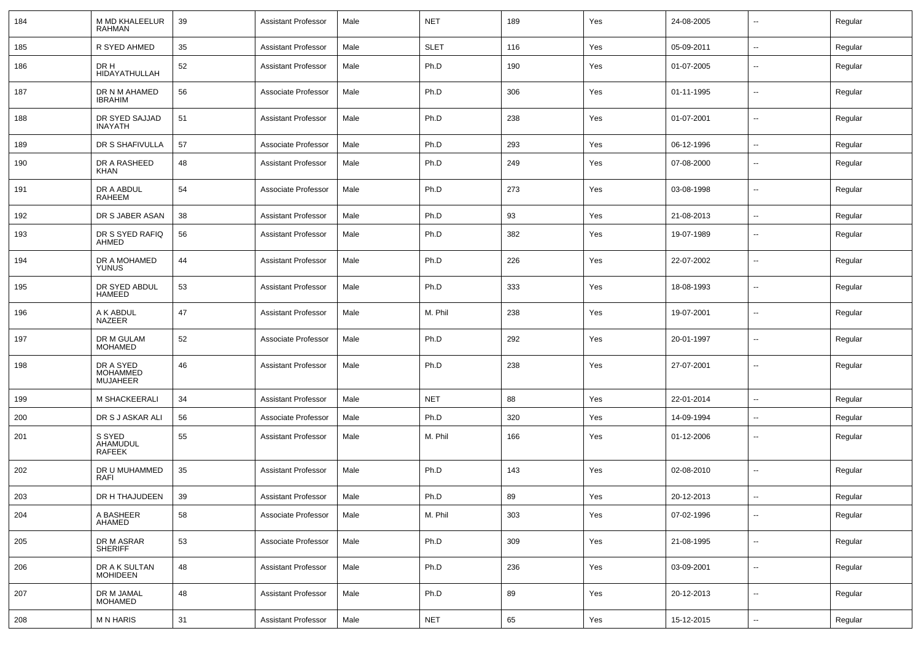| | | | | | | | | | | |
|---|---|---|---|---|---|---|---|---|---|---|
| 184 | M MD KHALEELUR RAHMAN | 39 | Assistant Professor | Male | NET | 189 | Yes | 24-08-2005 | -- | Regular |
| 185 | R SYED AHMED | 35 | Assistant Professor | Male | SLET | 116 | Yes | 05-09-2011 | -- | Regular |
| 186 | DR H HIDAYATHULLAH | 52 | Assistant Professor | Male | Ph.D | 190 | Yes | 01-07-2005 | -- | Regular |
| 187 | DR N M AHAMED IBRAHIM | 56 | Associate Professor | Male | Ph.D | 306 | Yes | 01-11-1995 | -- | Regular |
| 188 | DR SYED SAJJAD INAYATH | 51 | Assistant Professor | Male | Ph.D | 238 | Yes | 01-07-2001 | -- | Regular |
| 189 | DR S SHAFIVULLA | 57 | Associate Professor | Male | Ph.D | 293 | Yes | 06-12-1996 | -- | Regular |
| 190 | DR A RASHEED KHAN | 48 | Assistant Professor | Male | Ph.D | 249 | Yes | 07-08-2000 | -- | Regular |
| 191 | DR A ABDUL RAHEEM | 54 | Associate Professor | Male | Ph.D | 273 | Yes | 03-08-1998 | -- | Regular |
| 192 | DR S JABER ASAN | 38 | Assistant Professor | Male | Ph.D | 93 | Yes | 21-08-2013 | -- | Regular |
| 193 | DR S SYED RAFIQ AHMED | 56 | Assistant Professor | Male | Ph.D | 382 | Yes | 19-07-1989 | -- | Regular |
| 194 | DR A MOHAMED YUNUS | 44 | Assistant Professor | Male | Ph.D | 226 | Yes | 22-07-2002 | -- | Regular |
| 195 | DR SYED ABDUL HAMEED | 53 | Assistant Professor | Male | Ph.D | 333 | Yes | 18-08-1993 | -- | Regular |
| 196 | A K ABDUL NAZEER | 47 | Assistant Professor | Male | M. Phil | 238 | Yes | 19-07-2001 | -- | Regular |
| 197 | DR M GULAM MOHAMED | 52 | Associate Professor | Male | Ph.D | 292 | Yes | 20-01-1997 | -- | Regular |
| 198 | DR A SYED MOHAMMED MUJAHEER | 46 | Assistant Professor | Male | Ph.D | 238 | Yes | 27-07-2001 | -- | Regular |
| 199 | M SHACKEERALI | 34 | Assistant Professor | Male | NET | 88 | Yes | 22-01-2014 | -- | Regular |
| 200 | DR S J ASKAR ALI | 56 | Associate Professor | Male | Ph.D | 320 | Yes | 14-09-1994 | -- | Regular |
| 201 | S SYED AHAMUDUL RAFEEK | 55 | Assistant Professor | Male | M. Phil | 166 | Yes | 01-12-2006 | -- | Regular |
| 202 | DR U MUHAMMED RAFI | 35 | Assistant Professor | Male | Ph.D | 143 | Yes | 02-08-2010 | -- | Regular |
| 203 | DR H THAJUDEEN | 39 | Assistant Professor | Male | Ph.D | 89 | Yes | 20-12-2013 | -- | Regular |
| 204 | A BASHEER AHAMED | 58 | Associate Professor | Male | M. Phil | 303 | Yes | 07-02-1996 | -- | Regular |
| 205 | DR M ASRAR SHERIFF | 53 | Associate Professor | Male | Ph.D | 309 | Yes | 21-08-1995 | -- | Regular |
| 206 | DR A K SULTAN MOHIDEEN | 48 | Assistant Professor | Male | Ph.D | 236 | Yes | 03-09-2001 | -- | Regular |
| 207 | DR M JAMAL MOHAMED | 48 | Assistant Professor | Male | Ph.D | 89 | Yes | 20-12-2013 | -- | Regular |
| 208 | M N HARIS | 31 | Assistant Professor | Male | NET | 65 | Yes | 15-12-2015 | -- | Regular |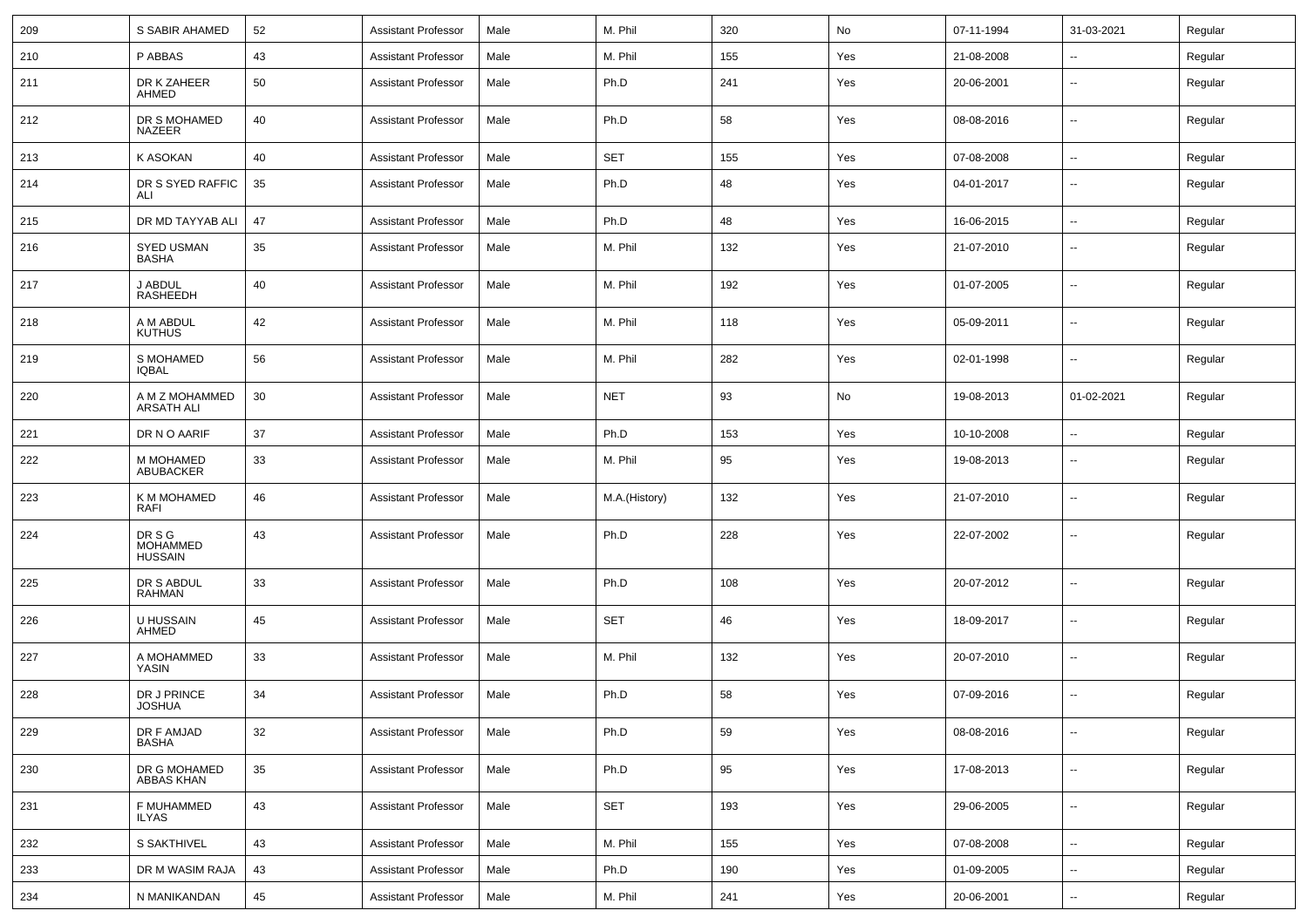| | | | | | | | | | | | |
|---|---|---|---|---|---|---|---|---|---|---|---|
| 209 | S SABIR AHAMED | 52 | Assistant Professor | Male | M. Phil | 320 | No | 07-11-1994 | 31-03-2021 | Regular |
| 210 | P ABBAS | 43 | Assistant Professor | Male | M. Phil | 155 | Yes | 21-08-2008 | -- | Regular |
| 211 | DR K ZAHEER AHMED | 50 | Assistant Professor | Male | Ph.D | 241 | Yes | 20-06-2001 | -- | Regular |
| 212 | DR S MOHAMED NAZEER | 40 | Assistant Professor | Male | Ph.D | 58 | Yes | 08-08-2016 | -- | Regular |
| 213 | K ASOKAN | 40 | Assistant Professor | Male | SET | 155 | Yes | 07-08-2008 | -- | Regular |
| 214 | DR S SYED RAFFIC ALI | 35 | Assistant Professor | Male | Ph.D | 48 | Yes | 04-01-2017 | -- | Regular |
| 215 | DR MD TAYYAB ALI | 47 | Assistant Professor | Male | Ph.D | 48 | Yes | 16-06-2015 | -- | Regular |
| 216 | SYED USMAN BASHA | 35 | Assistant Professor | Male | M. Phil | 132 | Yes | 21-07-2010 | -- | Regular |
| 217 | J ABDUL RASHEEDH | 40 | Assistant Professor | Male | M. Phil | 192 | Yes | 01-07-2005 | -- | Regular |
| 218 | A M ABDUL KUTHUS | 42 | Assistant Professor | Male | M. Phil | 118 | Yes | 05-09-2011 | -- | Regular |
| 219 | S MOHAMED IQBAL | 56 | Assistant Professor | Male | M. Phil | 282 | Yes | 02-01-1998 | -- | Regular |
| 220 | A M Z MOHAMMED ARSATH ALI | 30 | Assistant Professor | Male | NET | 93 | No | 19-08-2013 | 01-02-2021 | Regular |
| 221 | DR N O AARIF | 37 | Assistant Professor | Male | Ph.D | 153 | Yes | 10-10-2008 | -- | Regular |
| 222 | M MOHAMED ABUBACKER | 33 | Assistant Professor | Male | M. Phil | 95 | Yes | 19-08-2013 | -- | Regular |
| 223 | K M MOHAMED RAFI | 46 | Assistant Professor | Male | M.A.(History) | 132 | Yes | 21-07-2010 | -- | Regular |
| 224 | DR S G MOHAMMED HUSSAIN | 43 | Assistant Professor | Male | Ph.D | 228 | Yes | 22-07-2002 | -- | Regular |
| 225 | DR S ABDUL RAHMAN | 33 | Assistant Professor | Male | Ph.D | 108 | Yes | 20-07-2012 | -- | Regular |
| 226 | U HUSSAIN AHMED | 45 | Assistant Professor | Male | SET | 46 | Yes | 18-09-2017 | -- | Regular |
| 227 | A MOHAMMED YASIN | 33 | Assistant Professor | Male | M. Phil | 132 | Yes | 20-07-2010 | -- | Regular |
| 228 | DR J PRINCE JOSHUA | 34 | Assistant Professor | Male | Ph.D | 58 | Yes | 07-09-2016 | -- | Regular |
| 229 | DR F AMJAD BASHA | 32 | Assistant Professor | Male | Ph.D | 59 | Yes | 08-08-2016 | -- | Regular |
| 230 | DR G MOHAMED ABBAS KHAN | 35 | Assistant Professor | Male | Ph.D | 95 | Yes | 17-08-2013 | -- | Regular |
| 231 | F MUHAMMED ILYAS | 43 | Assistant Professor | Male | SET | 193 | Yes | 29-06-2005 | -- | Regular |
| 232 | S SAKTHIVEL | 43 | Assistant Professor | Male | M. Phil | 155 | Yes | 07-08-2008 | -- | Regular |
| 233 | DR M WASIM RAJA | 43 | Assistant Professor | Male | Ph.D | 190 | Yes | 01-09-2005 | -- | Regular |
| 234 | N MANIKANDAN | 45 | Assistant Professor | Male | M. Phil | 241 | Yes | 20-06-2001 | -- | Regular |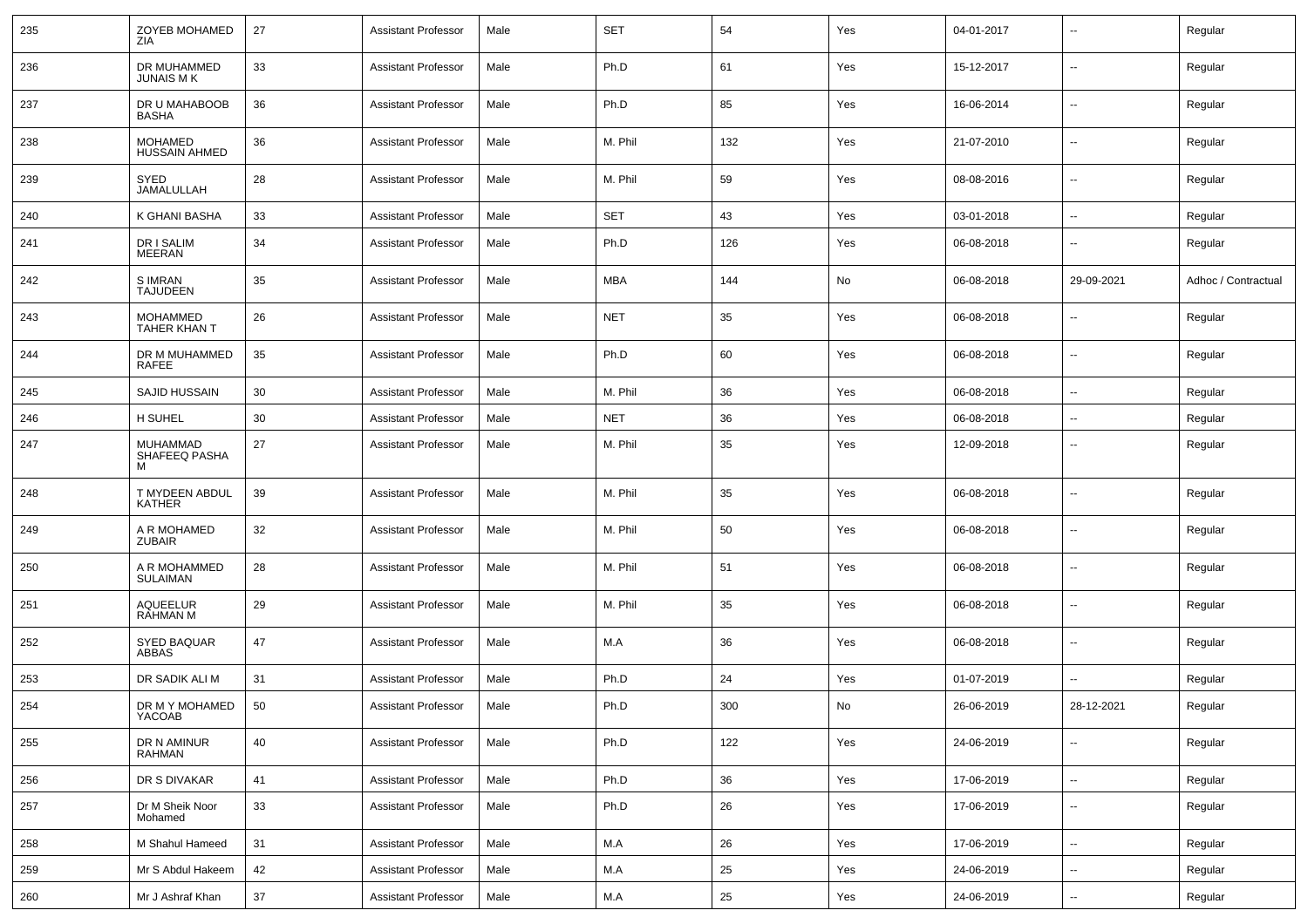| | | | | | | | | | | |
|---|---|---|---|---|---|---|---|---|---|---|
| 235 | ZOYEB MOHAMED ZIA | 27 | Assistant Professor | Male | SET | 54 | Yes | 04-01-2017 | -- | Regular |
| 236 | DR MUHAMMED JUNAIS M K | 33 | Assistant Professor | Male | Ph.D | 61 | Yes | 15-12-2017 | -- | Regular |
| 237 | DR U MAHABOOB BASHA | 36 | Assistant Professor | Male | Ph.D | 85 | Yes | 16-06-2014 | -- | Regular |
| 238 | MOHAMED HUSSAIN AHMED | 36 | Assistant Professor | Male | M. Phil | 132 | Yes | 21-07-2010 | -- | Regular |
| 239 | SYED JAMALULLAH | 28 | Assistant Professor | Male | M. Phil | 59 | Yes | 08-08-2016 | -- | Regular |
| 240 | K GHANI BASHA | 33 | Assistant Professor | Male | SET | 43 | Yes | 03-01-2018 | -- | Regular |
| 241 | DR I SALIM MEERAN | 34 | Assistant Professor | Male | Ph.D | 126 | Yes | 06-08-2018 | -- | Regular |
| 242 | S IMRAN TAJUDEEN | 35 | Assistant Professor | Male | MBA | 144 | No | 06-08-2018 | 29-09-2021 | Adhoc / Contractual |
| 243 | MOHAMMED TAHER KHAN T | 26 | Assistant Professor | Male | NET | 35 | Yes | 06-08-2018 | -- | Regular |
| 244 | DR M MUHAMMED RAFEE | 35 | Assistant Professor | Male | Ph.D | 60 | Yes | 06-08-2018 | -- | Regular |
| 245 | SAJID HUSSAIN | 30 | Assistant Professor | Male | M. Phil | 36 | Yes | 06-08-2018 | -- | Regular |
| 246 | H SUHEL | 30 | Assistant Professor | Male | NET | 36 | Yes | 06-08-2018 | -- | Regular |
| 247 | MUHAMMAD SHAFEEQ PASHA M | 27 | Assistant Professor | Male | M. Phil | 35 | Yes | 12-09-2018 | -- | Regular |
| 248 | T MYDEEN ABDUL KATHER | 39 | Assistant Professor | Male | M. Phil | 35 | Yes | 06-08-2018 | -- | Regular |
| 249 | A R MOHAMED ZUBAIR | 32 | Assistant Professor | Male | M. Phil | 50 | Yes | 06-08-2018 | -- | Regular |
| 250 | A R MOHAMMED SULAIMAN | 28 | Assistant Professor | Male | M. Phil | 51 | Yes | 06-08-2018 | -- | Regular |
| 251 | AQUEELUR RAHMAN M | 29 | Assistant Professor | Male | M. Phil | 35 | Yes | 06-08-2018 | -- | Regular |
| 252 | SYED BAQUAR ABBAS | 47 | Assistant Professor | Male | M.A | 36 | Yes | 06-08-2018 | -- | Regular |
| 253 | DR SADIK ALI M | 31 | Assistant Professor | Male | Ph.D | 24 | Yes | 01-07-2019 | -- | Regular |
| 254 | DR M Y MOHAMED YACOAB | 50 | Assistant Professor | Male | Ph.D | 300 | No | 26-06-2019 | 28-12-2021 | Regular |
| 255 | DR N AMINUR RAHMAN | 40 | Assistant Professor | Male | Ph.D | 122 | Yes | 24-06-2019 | -- | Regular |
| 256 | DR S DIVAKAR | 41 | Assistant Professor | Male | Ph.D | 36 | Yes | 17-06-2019 | -- | Regular |
| 257 | Dr M Sheik Noor Mohamed | 33 | Assistant Professor | Male | Ph.D | 26 | Yes | 17-06-2019 | -- | Regular |
| 258 | M Shahul Hameed | 31 | Assistant Professor | Male | M.A | 26 | Yes | 17-06-2019 | -- | Regular |
| 259 | Mr S Abdul Hakeem | 42 | Assistant Professor | Male | M.A | 25 | Yes | 24-06-2019 | -- | Regular |
| 260 | Mr J Ashraf Khan | 37 | Assistant Professor | Male | M.A | 25 | Yes | 24-06-2019 | -- | Regular |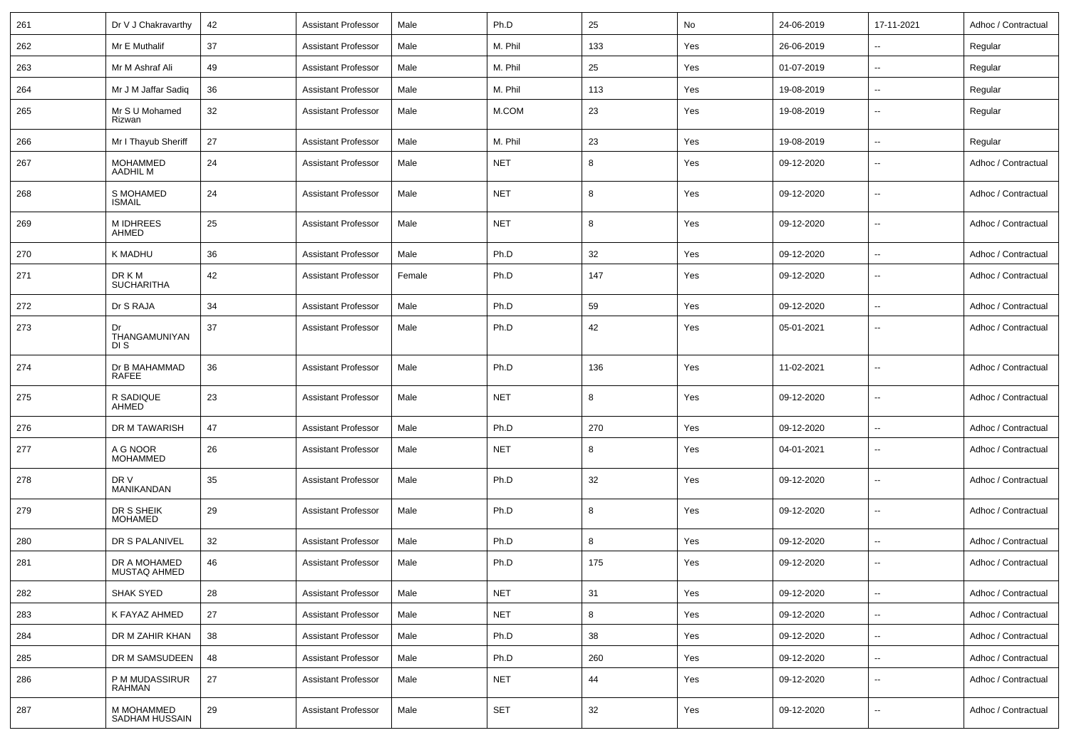| | | | | | | | | | | |
|---|---|---|---|---|---|---|---|---|---|---|
| 261 | Dr V J Chakravarthy | 42 | Assistant Professor | Male | Ph.D | 25 | No | 24-06-2019 | 17-11-2021 | Adhoc / Contractual |
| 262 | Mr E Muthalif | 37 | Assistant Professor | Male | M. Phil | 133 | Yes | 26-06-2019 | -- | Regular |
| 263 | Mr M Ashraf Ali | 49 | Assistant Professor | Male | M. Phil | 25 | Yes | 01-07-2019 | -- | Regular |
| 264 | Mr J M Jaffar Sadiq | 36 | Assistant Professor | Male | M. Phil | 113 | Yes | 19-08-2019 | -- | Regular |
| 265 | Mr S U Mohamed Rizwan | 32 | Assistant Professor | Male | M.COM | 23 | Yes | 19-08-2019 | -- | Regular |
| 266 | Mr I Thayub Sheriff | 27 | Assistant Professor | Male | M. Phil | 23 | Yes | 19-08-2019 | -- | Regular |
| 267 | MOHAMMED AADHIL M | 24 | Assistant Professor | Male | NET | 8 | Yes | 09-12-2020 | -- | Adhoc / Contractual |
| 268 | S MOHAMED ISMAIL | 24 | Assistant Professor | Male | NET | 8 | Yes | 09-12-2020 | -- | Adhoc / Contractual |
| 269 | M IDHREES AHMED | 25 | Assistant Professor | Male | NET | 8 | Yes | 09-12-2020 | -- | Adhoc / Contractual |
| 270 | K MADHU | 36 | Assistant Professor | Male | Ph.D | 32 | Yes | 09-12-2020 | -- | Adhoc / Contractual |
| 271 | DR K M SUCHARITHA | 42 | Assistant Professor | Female | Ph.D | 147 | Yes | 09-12-2020 | -- | Adhoc / Contractual |
| 272 | Dr S RAJA | 34 | Assistant Professor | Male | Ph.D | 59 | Yes | 09-12-2020 | -- | Adhoc / Contractual |
| 273 | Dr THANGAMUNIYAN DI S | 37 | Assistant Professor | Male | Ph.D | 42 | Yes | 05-01-2021 | -- | Adhoc / Contractual |
| 274 | Dr B MAHAMMAD RAFEE | 36 | Assistant Professor | Male | Ph.D | 136 | Yes | 11-02-2021 | -- | Adhoc / Contractual |
| 275 | R SADIQUE AHMED | 23 | Assistant Professor | Male | NET | 8 | Yes | 09-12-2020 | -- | Adhoc / Contractual |
| 276 | DR M TAWARISH | 47 | Assistant Professor | Male | Ph.D | 270 | Yes | 09-12-2020 | -- | Adhoc / Contractual |
| 277 | A G NOOR MOHAMMED | 26 | Assistant Professor | Male | NET | 8 | Yes | 04-01-2021 | -- | Adhoc / Contractual |
| 278 | DR V MANIKANDAN | 35 | Assistant Professor | Male | Ph.D | 32 | Yes | 09-12-2020 | -- | Adhoc / Contractual |
| 279 | DR S SHEIK MOHAMED | 29 | Assistant Professor | Male | Ph.D | 8 | Yes | 09-12-2020 | -- | Adhoc / Contractual |
| 280 | DR S PALANIVEL | 32 | Assistant Professor | Male | Ph.D | 8 | Yes | 09-12-2020 | -- | Adhoc / Contractual |
| 281 | DR A MOHAMED MUSTAQ AHMED | 46 | Assistant Professor | Male | Ph.D | 175 | Yes | 09-12-2020 | -- | Adhoc / Contractual |
| 282 | SHAK SYED | 28 | Assistant Professor | Male | NET | 31 | Yes | 09-12-2020 | -- | Adhoc / Contractual |
| 283 | K FAYAZ AHMED | 27 | Assistant Professor | Male | NET | 8 | Yes | 09-12-2020 | -- | Adhoc / Contractual |
| 284 | DR M ZAHIR KHAN | 38 | Assistant Professor | Male | Ph.D | 38 | Yes | 09-12-2020 | -- | Adhoc / Contractual |
| 285 | DR M SAMSUDEEN | 48 | Assistant Professor | Male | Ph.D | 260 | Yes | 09-12-2020 | -- | Adhoc / Contractual |
| 286 | P M MUDASSIRUR RAHMAN | 27 | Assistant Professor | Male | NET | 44 | Yes | 09-12-2020 | -- | Adhoc / Contractual |
| 287 | M MOHAMMED SADHAM HUSSAIN | 29 | Assistant Professor | Male | SET | 32 | Yes | 09-12-2020 | -- | Adhoc / Contractual |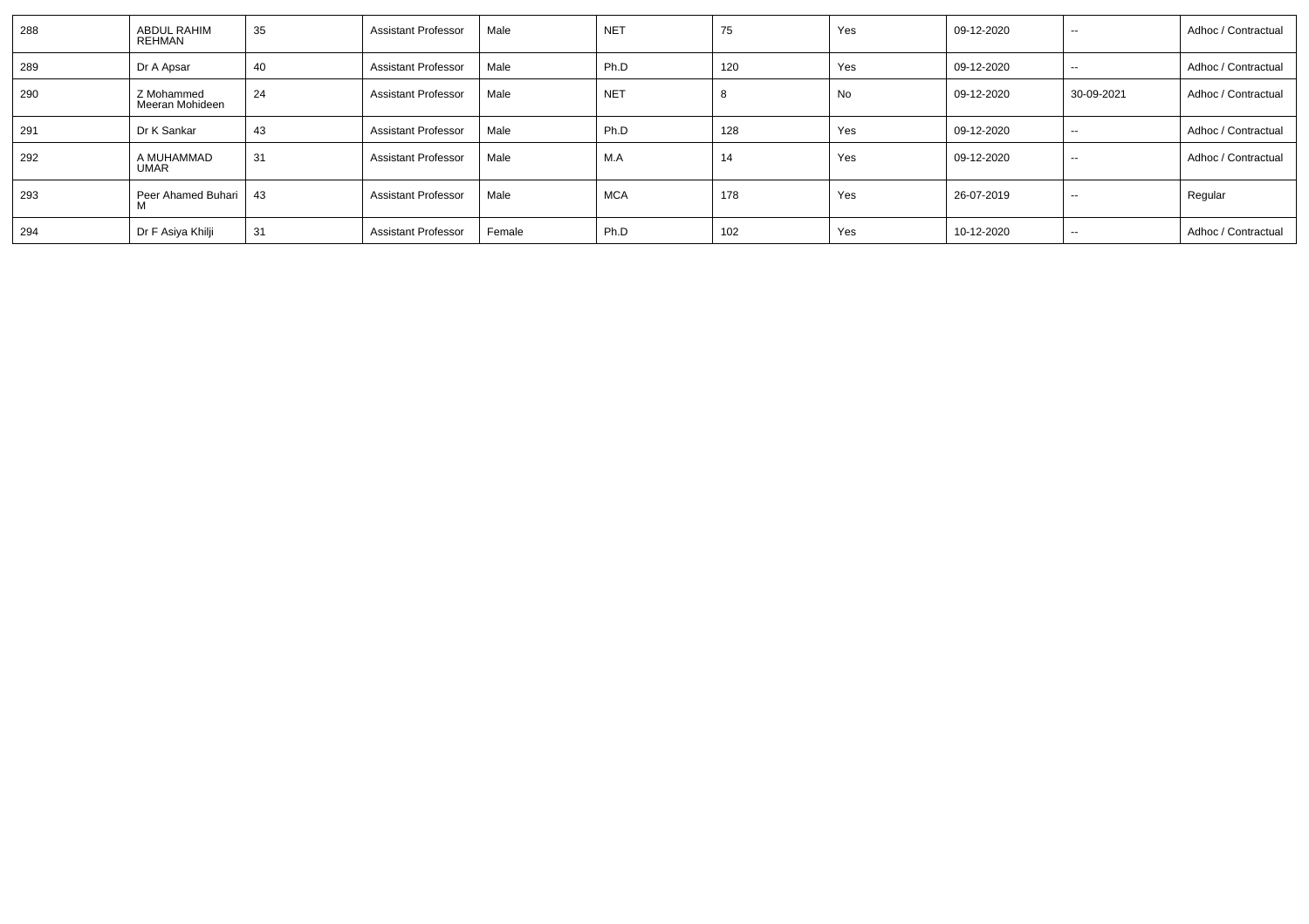| | | | | | | | | | | |
|---|---|---|---|---|---|---|---|---|---|---|
| 288 | ABDUL RAHIM REHMAN | 35 | Assistant Professor | Male | NET | 75 | Yes | 09-12-2020 | -- | Adhoc / Contractual |
| 289 | Dr A Apsar | 40 | Assistant Professor | Male | Ph.D | 120 | Yes | 09-12-2020 | -- | Adhoc / Contractual |
| 290 | Z Mohammed Meeran Mohideen | 24 | Assistant Professor | Male | NET | 8 | No | 09-12-2020 | 30-09-2021 | Adhoc / Contractual |
| 291 | Dr K Sankar | 43 | Assistant Professor | Male | Ph.D | 128 | Yes | 09-12-2020 | -- | Adhoc / Contractual |
| 292 | A MUHAMMAD UMAR | 31 | Assistant Professor | Male | M.A | 14 | Yes | 09-12-2020 | -- | Adhoc / Contractual |
| 293 | Peer Ahamed Buhari M | 43 | Assistant Professor | Male | MCA | 178 | Yes | 26-07-2019 | -- | Regular |
| 294 | Dr F Asiya Khilji | 31 | Assistant Professor | Female | Ph.D | 102 | Yes | 10-12-2020 | -- | Adhoc / Contractual |